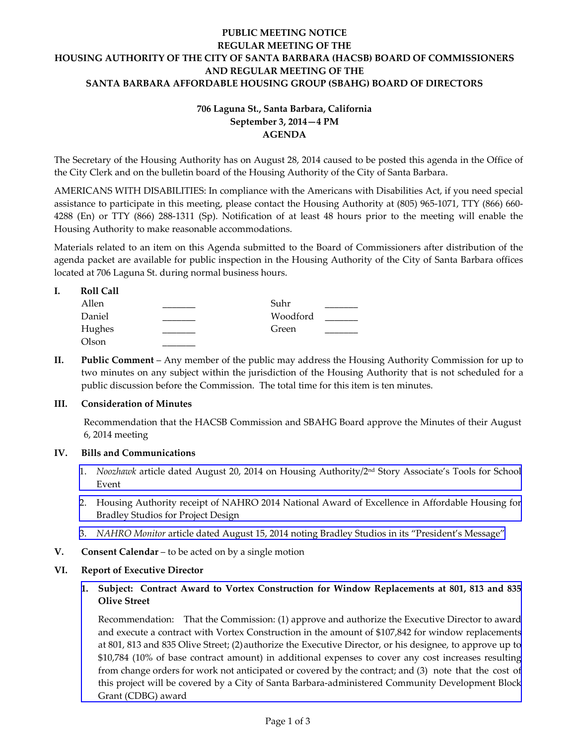**PUBLIC MEETING NOTICE**
**REGULAR MEETING OF THE**
**HOUSING AUTHORITY OF THE CITY OF SANTA BARBARA (HACSB) BOARD OF COMMISSIONERS**
**AND REGULAR MEETING OF THE**
**SANTA BARBARA AFFORDABLE HOUSING GROUP (SBAHG) BOARD OF DIRECTORS**

**706 Laguna St., Santa Barbara, California**
**September 3, 2014—4 PM**
**AGENDA**

The Secretary of the Housing Authority has on August 28, 2014 caused to be posted this agenda in the Office of the City Clerk and on the bulletin board of the Housing Authority of the City of Santa Barbara.

AMERICANS WITH DISABILITIES: In compliance with the Americans with Disabilities Act, if you need special assistance to participate in this meeting, please contact the Housing Authority at (805) 965-1071, TTY (866) 660-4288 (En) or TTY (866) 288-1311 (Sp). Notification of at least 48 hours prior to the meeting will enable the Housing Authority to make reasonable accommodations.

Materials related to an item on this Agenda submitted to the Board of Commissioners after distribution of the agenda packet are available for public inspection in the Housing Authority of the City of Santa Barbara offices located at 706 Laguna St. during normal business hours.

**I. Roll Call**

| | | | |
|---|---|---|---|
| Allen | _______ | Suhr | _______ |
| Daniel | _______ | Woodford | _______ |
| Hughes | _______ | Green | _______ |
| Olson | _______ | | |

**II. Public Comment** – Any member of the public may address the Housing Authority Commission for up to two minutes on any subject within the jurisdiction of the Housing Authority that is not scheduled for a public discussion before the Commission. The total time for this item is ten minutes.

**III. Consideration of Minutes**

Recommendation that the HACSB Commission and SBAHG Board approve the Minutes of their August 6, 2014 meeting

**IV. Bills and Communications**

1. *Noozhawk* article dated August 20, 2014 on Housing Authority/2nd Story Associate's Tools for School Event
2. Housing Authority receipt of NAHRO 2014 National Award of Excellence in Affordable Housing for Bradley Studios for Project Design
3. *NAHRO Monitor* article dated August 15, 2014 noting Bradley Studios in its "President's Message"

**V. Consent Calendar** – to be acted on by a single motion

**VI. Report of Executive Director**

1. **Subject: Contract Award to Vortex Construction for Window Replacements at 801, 813 and 835 Olive Street**

   Recommendation: That the Commission: (1) approve and authorize the Executive Director to award and execute a contract with Vortex Construction in the amount of $107,842 for window replacements at 801, 813 and 835 Olive Street; (2) authorize the Executive Director, or his designee, to approve up to $10,784 (10% of base contract amount) in additional expenses to cover any cost increases resulting from change orders for work not anticipated or covered by the contract; and (3) note that the cost of this project will be covered by a City of Santa Barbara-administered Community Development Block Grant (CDBG) award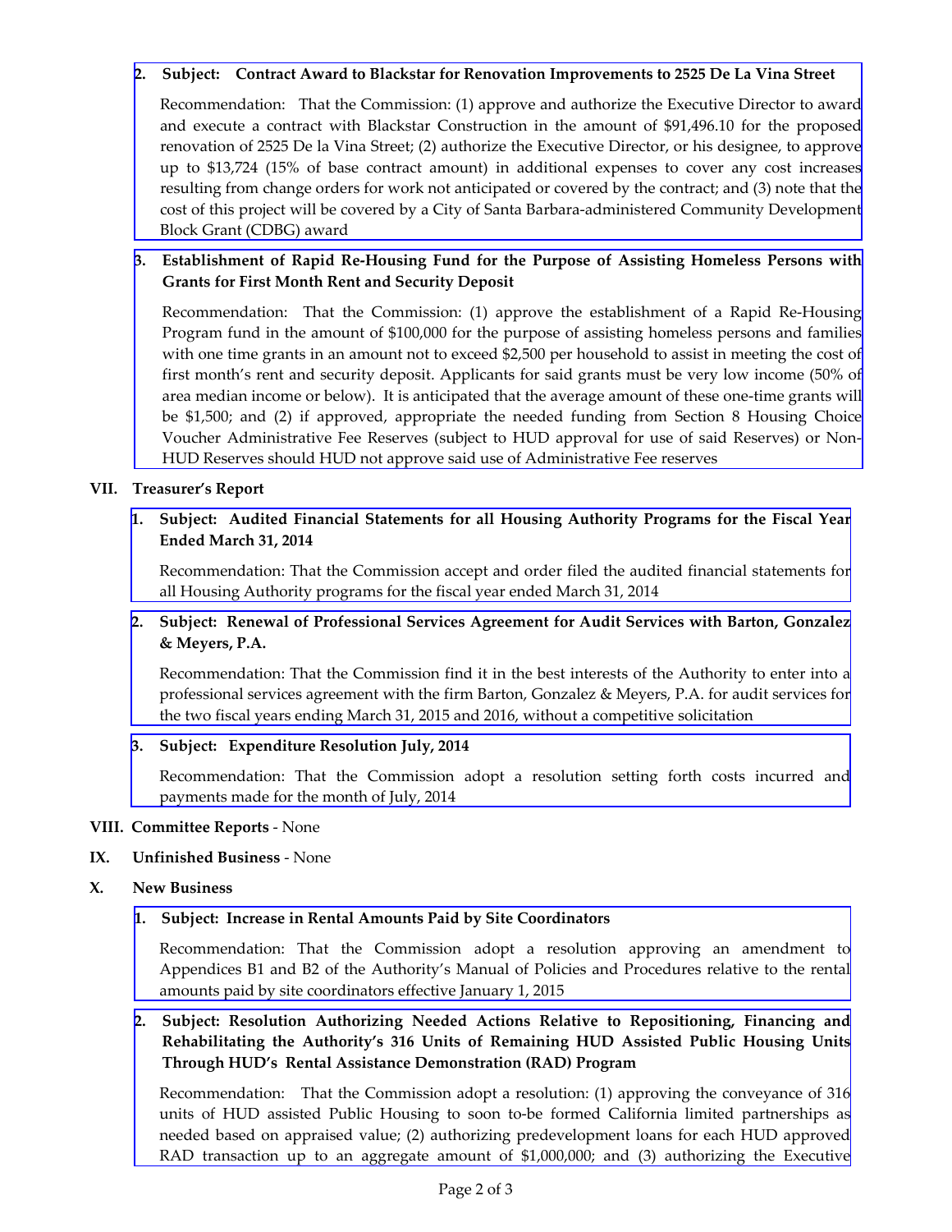2. **Subject: Contract Award to Blackstar for Renovation Improvements to 2525 De La Vina Street**

   Recommendation: That the Commission: (1) approve and authorize the Executive Director to award and execute a contract with Blackstar Construction in the amount of $91,496.10 for the proposed renovation of 2525 De la Vina Street; (2) authorize the Executive Director, or his designee, to approve up to $13,724 (15% of base contract amount) in additional expenses to cover any cost increases resulting from change orders for work not anticipated or covered by the contract; and (3) note that the cost of this project will be covered by a City of Santa Barbara-administered Community Development Block Grant (CDBG) award

3. **Establishment of Rapid Re-Housing Fund for the Purpose of Assisting Homeless Persons with Grants for First Month Rent and Security Deposit**

   Recommendation: That the Commission: (1) approve the establishment of a Rapid Re-Housing Program fund in the amount of $100,000 for the purpose of assisting homeless persons and families with one time grants in an amount not to exceed $2,500 per household to assist in meeting the cost of first month's rent and security deposit. Applicants for said grants must be very low income (50% of area median income or below). It is anticipated that the average amount of these one-time grants will be $1,500; and (2) if approved, appropriate the needed funding from Section 8 Housing Choice Voucher Administrative Fee Reserves (subject to HUD approval for use of said Reserves) or Non-HUD Reserves should HUD not approve said use of Administrative Fee reserves

## VII. Treasurer's Report

1. **Subject: Audited Financial Statements for all Housing Authority Programs for the Fiscal Year Ended March 31, 2014**

   Recommendation: That the Commission accept and order filed the audited financial statements for all Housing Authority programs for the fiscal year ended March 31, 2014

2. **Subject: Renewal of Professional Services Agreement for Audit Services with Barton, Gonzalez & Meyers, P.A.**

   Recommendation: That the Commission find it in the best interests of the Authority to enter into a professional services agreement with the firm Barton, Gonzalez & Meyers, P.A. for audit services for the two fiscal years ending March 31, 2015 and 2016, without a competitive solicitation

3. **Subject: Expenditure Resolution July, 2014**

   Recommendation: That the Commission adopt a resolution setting forth costs incurred and payments made for the month of July, 2014

## VIII. Committee Reports - None

## IX. Unfinished Business - None

## X. New Business

1. **Subject: Increase in Rental Amounts Paid by Site Coordinators**

   Recommendation: That the Commission adopt a resolution approving an amendment to Appendices B1 and B2 of the Authority's Manual of Policies and Procedures relative to the rental amounts paid by site coordinators effective January 1, 2015

2. **Subject: Resolution Authorizing Needed Actions Relative to Repositioning, Financing and Rehabilitating the Authority's 316 Units of Remaining HUD Assisted Public Housing Units Through HUD's Rental Assistance Demonstration (RAD) Program**

   Recommendation: That the Commission adopt a resolution: (1) approving the conveyance of 316 units of HUD assisted Public Housing to soon to-be formed California limited partnerships as needed based on appraised value; (2) authorizing predevelopment loans for each HUD approved RAD transaction up to an aggregate amount of $1,000,000; and (3) authorizing the Executive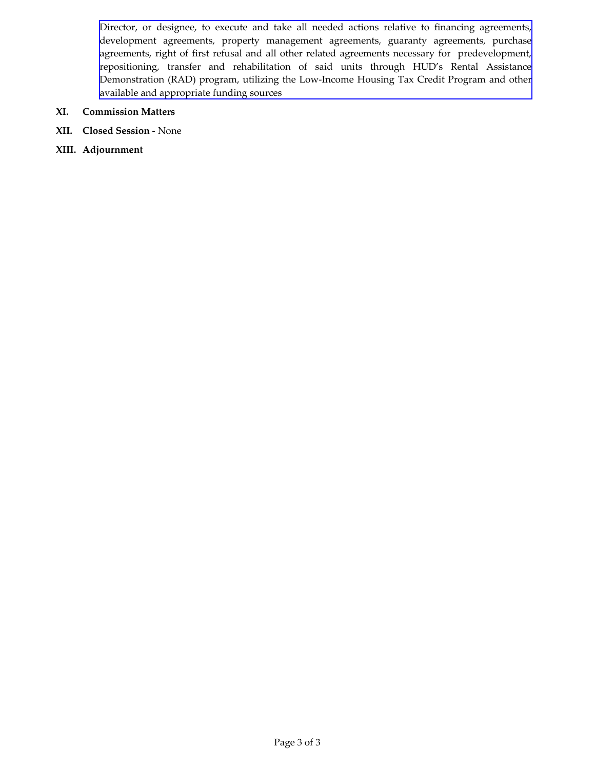Director, or designee, to execute and take all needed actions relative to financing agreements, development agreements, property management agreements, guaranty agreements, purchase agreements, right of first refusal and all other related agreements necessary for predevelopment, repositioning, transfer and rehabilitation of said units through HUD's Rental Assistance Demonstration (RAD) program, utilizing the Low-Income Housing Tax Credit Program and other available and appropriate funding sources

**XI. Commission Matters**

**XII. Closed Session** - None

**XIII. Adjournment**